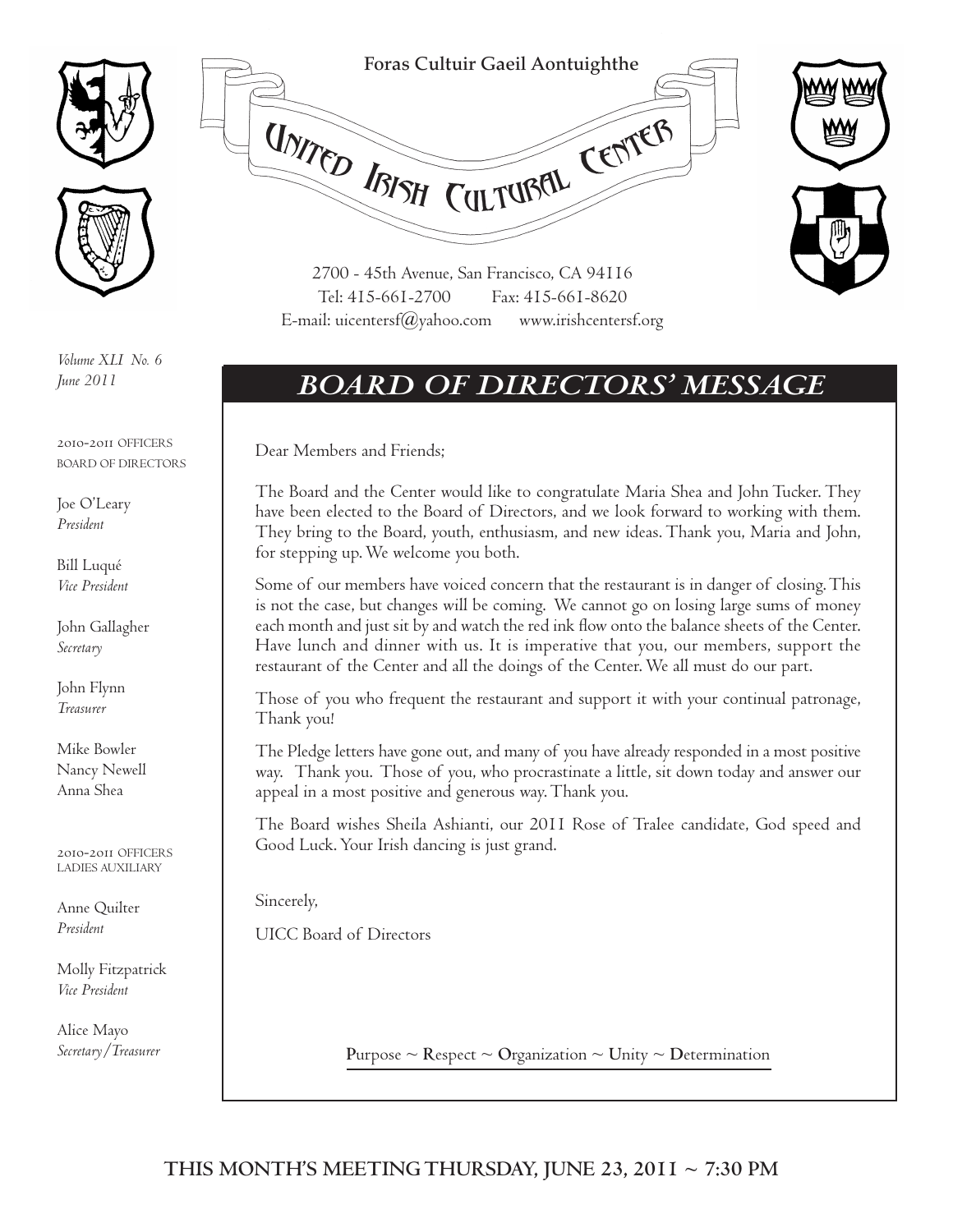Foras Cultuir Gaeil Aontuighthe

# United Irish Cultural Center

2700 - 45th Avenue, San Francisco, CA 94116
Tel: 415-661-2700 Fax: 415-661-8620
E-mail: uicentersf@yahoo.com www.irishcentersf.org

*Volume XLI No. 6*
*June 2011*

2010-2011 OFFICERS
BOARD OF DIRECTORS

Joe O'Leary
*President*

Bill Luqué
*Vice President*

John Gallagher
*Secretary*

John Flynn
*Treasurer*

Mike Bowler
Nancy Newell
Anna Shea

2010-2011 OFFICERS
LADIES AUXILIARY

Anne Quilter
*President*

Molly Fitzpatrick
*Vice President*

Alice Mayo
*Secretary/Treasurer*

## *BOARD OF DIRECTORS' MESSAGE*

Dear Members and Friends;

The Board and the Center would like to congratulate Maria Shea and John Tucker. They have been elected to the Board of Directors, and we look forward to working with them. They bring to the Board, youth, enthusiasm, and new ideas. Thank you, Maria and John, for stepping up. We welcome you both.

Some of our members have voiced concern that the restaurant is in danger of closing. This is not the case, but changes will be coming. We cannot go on losing large sums of money each month and just sit by and watch the red ink flow onto the balance sheets of the Center. Have lunch and dinner with us. It is imperative that you, our members, support the restaurant of the Center and all the doings of the Center. We all must do our part.

Those of you who frequent the restaurant and support it with your continual patronage, Thank you!

The Pledge letters have gone out, and many of you have already responded in a most positive way. Thank you. Those of you, who procrastinate a little, sit down today and answer our appeal in a most positive and generous way. Thank you.

The Board wishes Sheila Ashianti, our 2011 Rose of Tralee candidate, God speed and Good Luck. Your Irish dancing is just grand.

Sincerely,

UICC Board of Directors

**P**urpose ~ **R**espect ~ **O**rganization ~ **U**nity ~ **D**etermination

**THIS MONTH'S MEETING THURSDAY, JUNE 23, 2011 ~ 7:30 PM**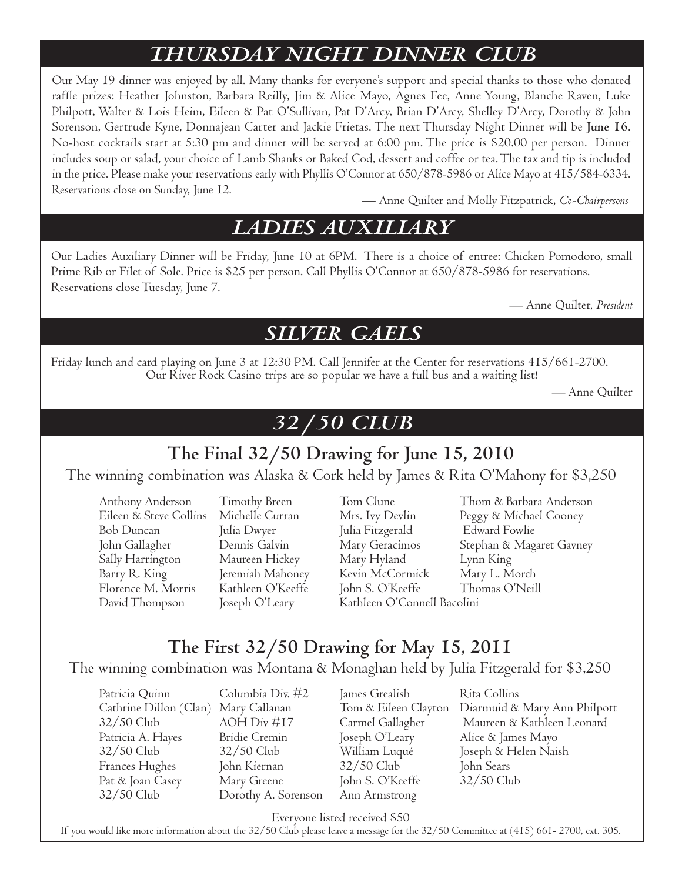## THURSDAY NIGHT DINNER CLUB

Our May 19 dinner was enjoyed by all. Many thanks for everyone's support and special thanks to those who donated raffle prizes: Heather Johnston, Barbara Reilly, Jim & Alice Mayo, Agnes Fee, Anne Young, Blanche Raven, Luke Philpott, Walter & Lois Heim, Eileen & Pat O'Sullivan, Pat D'Arcy, Brian D'Arcy, Shelley D'Arcy, Dorothy & John Sorenson, Gertrude Kyne, Donnajean Carter and Jackie Frietas. The next Thursday Night Dinner will be **June 16**. No-host cocktails start at 5:30 pm and dinner will be served at 6:00 pm. The price is $20.00 per person. Dinner includes soup or salad, your choice of Lamb Shanks or Baked Cod, dessert and coffee or tea. The tax and tip is included in the price. Please make your reservations early with Phyllis O'Connor at 650/878-5986 or Alice Mayo at 415/584-6334. Reservations close on Sunday, June 12.

— Anne Quilter and Molly Fitzpatrick, *Co-Chairpersons*

## LADIES AUXILIARY

Our Ladies Auxiliary Dinner will be Friday, June 10 at 6PM. There is a choice of entree: Chicken Pomodoro, small Prime Rib or Filet of Sole. Price is $25 per person. Call Phyllis O'Connor at 650/878-5986 for reservations. Reservations close Tuesday, June 7.

— Anne Quilter, *President*

## SILVER GAELS

Friday lunch and card playing on June 3 at 12:30 PM. Call Jennifer at the Center for reservations 415/661-2700. Our River Rock Casino trips are so popular we have a full bus and a waiting list!

— Anne Quilter

## 32/50 CLUB

### The Final 32/50 Drawing for June 15, 2010

The winning combination was Alaska & Cork held by James & Rita O'Mahony for $3,250

Anthony Anderson
Eileen & Steve Collins
Bob Duncan
John Gallagher
Sally Harrington
Barry R. King
Florence M. Morris
David Thompson
Timothy Breen
Michelle Curran
Julia Dwyer
Dennis Galvin
Maureen Hickey
Jeremiah Mahoney
Kathleen O'Keeffe
Joseph O'Leary
Tom Clune
Mrs. Ivy Devlin
Julia Fitzgerald
Mary Geracimos
Mary Hyland
Kevin McCormick
John S. O'Keeffe
Kathleen O'Connell Bacolini
Thom & Barbara Anderson
Peggy & Michael Cooney
Edward Fowlie
Stephan & Magaret Gavney
Lynn King
Mary L. Morch
Thomas O'Neill

### The First 32/50 Drawing for May 15, 2011

The winning combination was Montana & Monaghan held by Julia Fitzgerald for $3,250

Patricia Quinn
Cathrine Dillon (Clan)
32/50 Club
Patricia A. Hayes
32/50 Club
Frances Hughes
Pat & Joan Casey
32/50 Club
Columbia Div. #2
Mary Callanan
AOH Div #17
Bridie Cremin
32/50 Club
John Kiernan
Mary Greene
Dorothy A. Sorenson
James Grealish
Tom & Eileen Clayton
Carmel Gallagher
Joseph O'Leary
William Luqué
32/50 Club
John S. O'Keeffe
Ann Armstrong
Rita Collins
Diarmuid & Mary Ann Philpott
Maureen & Kathleen Leonard
Alice & James Mayo
Joseph & Helen Naish
John Sears
32/50 Club

Everyone listed received $50

If you would like more information about the 32/50 Club please leave a message for the 32/50 Committee at (415) 661- 2700, ext. 305.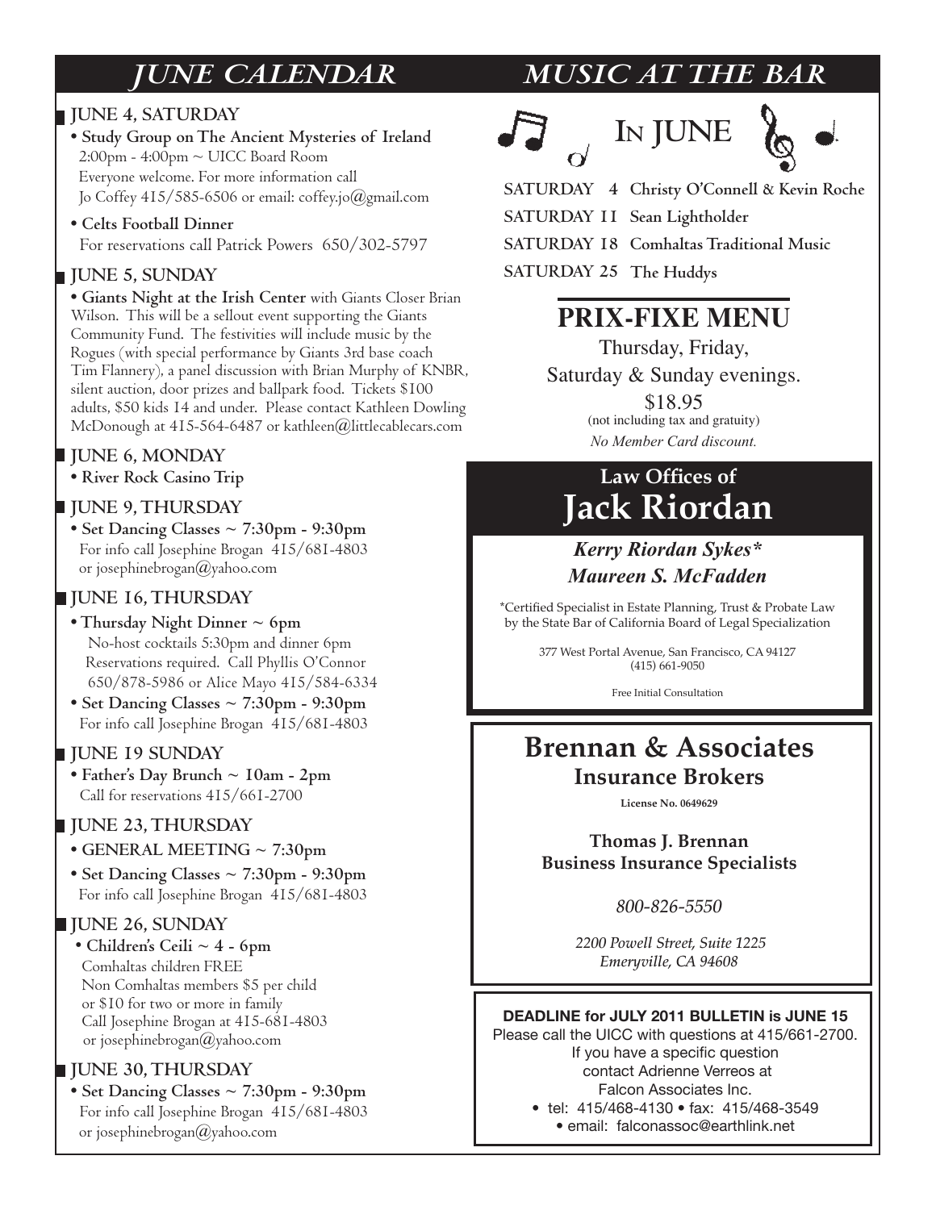# JUNE CALENDAR

## JUNE 4, SATURDAY

- **Study Group on The Ancient Mysteries of Ireland**
  2:00pm - 4:00pm ~ UICC Board Room
  Everyone welcome. For more information call
  Jo Coffey 415/585-6506 or email: coffey.jo@gmail.com
- **Celts Football Dinner**
  For reservations call Patrick Powers 650/302-5797

## JUNE 5, SUNDAY

- **Giants Night at the Irish Center** with Giants Closer Brian Wilson. This will be a sellout event supporting the Giants Community Fund. The festivities will include music by the Rogues (with special performance by Giants 3rd base coach Tim Flannery), a panel discussion with Brian Murphy of KNBR, silent auction, door prizes and ballpark food. Tickets $100 adults, $50 kids 14 and under. Please contact Kathleen Dowling McDonough at 415-564-6487 or kathleen@littlecablecars.com

## JUNE 6, MONDAY

- **River Rock Casino Trip**

## JUNE 9, THURSDAY

- **Set Dancing Classes ~ 7:30pm - 9:30pm**
  For info call Josephine Brogan 415/681-4803
  or josephinebrogan@yahoo.com

## JUNE 16, THURSDAY

- **Thursday Night Dinner ~ 6pm**
  No-host cocktails 5:30pm and dinner 6pm
  Reservations required. Call Phyllis O'Connor
  650/878-5986 or Alice Mayo 415/584-6334
- **Set Dancing Classes ~ 7:30pm - 9:30pm**
  For info call Josephine Brogan 415/681-4803

## JUNE 19 SUNDAY

- **Father's Day Brunch ~ 10am - 2pm**
  Call for reservations 415/661-2700

## JUNE 23, THURSDAY

- **GENERAL MEETING ~ 7:30pm**
- **Set Dancing Classes ~ 7:30pm - 9:30pm**
  For info call Josephine Brogan 415/681-4803

## JUNE 26, SUNDAY

- **Children's Ceili ~ 4 - 6pm**
  Comhaltas children FREE
  Non Comhaltas members $5 per child
  or $10 for two or more in family
  Call Josephine Brogan at 415-681-4803
  or josephinebrogan@yahoo.com

## JUNE 30, THURSDAY

- **Set Dancing Classes ~ 7:30pm - 9:30pm**
  For info call Josephine Brogan 415/681-4803
  or josephinebrogan@yahoo.com

# MUSIC AT THE BAR

## IN JUNE

**SATURDAY 4** Christy O'Connell & Kevin Roche
**SATURDAY 11** Sean Lightholder
**SATURDAY 18** Comhaltas Traditional Music
**SATURDAY 25** The Huddys

## PRIX-FIXE MENU

Thursday, Friday,
Saturday & Sunday evenings.
$18.95
(not including tax and gratuity)
*No Member Card discount.*

## Law Offices of Jack Riordan

***Kerry Riordan Sykes****
***Maureen S. McFadden***

*Certified Specialist in Estate Planning, Trust & Probate Law by the State Bar of California Board of Legal Specialization

377 West Portal Avenue, San Francisco, CA 94127
(415) 661-9050

Free Initial Consultation

## Brennan & Associates

**Insurance Brokers**

**License No. 0649629**

**Thomas J. Brennan**
**Business Insurance Specialists**

*800-826-5550*

*2200 Powell Street, Suite 1225*
*Emeryville, CA 94608*

**DEADLINE for JULY 2011 BULLETIN is JUNE 15**
Please call the UICC with questions at 415/661-2700.
If you have a specific question
contact Adrienne Verreos at
Falcon Associates Inc.
• tel: 415/468-4130 • fax: 415/468-3549
• email: falconassoc@earthlink.net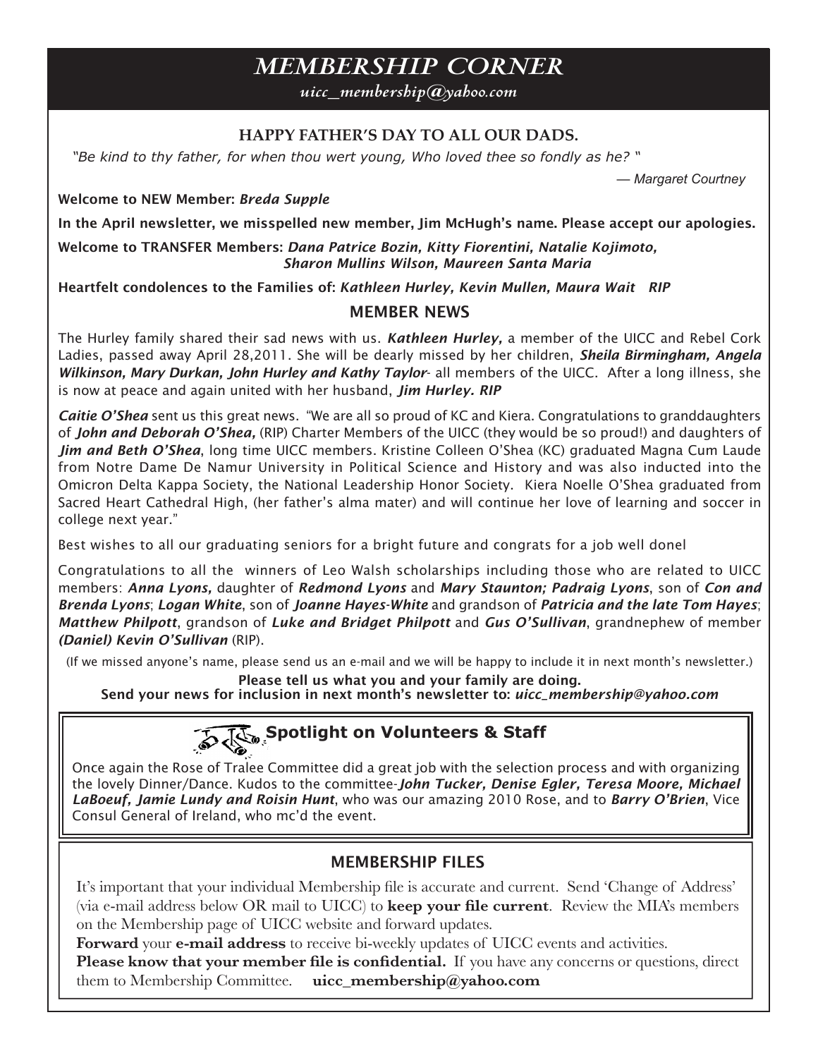# MEMBERSHIP CORNER

*uicc_membership@yahoo.com*

## HAPPY FATHER'S DAY TO ALL OUR DADS.

*"Be kind to thy father, for when thou wert young, Who loved thee so fondly as he? "*

*— Margaret Courtney*

**Welcome to NEW Member:** ***Breda Supple***

**In the April newsletter, we misspelled new member, Jim McHugh's name. Please accept our apologies.**

**Welcome to TRANSFER Members:** ***Dana Patrice Bozin, Kitty Fiorentini, Natalie Kojimoto, Sharon Mullins Wilson, Maureen Santa Maria***

**Heartfelt condolences to the Families of:** ***Kathleen Hurley, Kevin Mullen, Maura Wait RIP***

## MEMBER NEWS

The Hurley family shared their sad news with us. ***Kathleen Hurley,*** a member of the UICC and Rebel Cork Ladies, passed away April 28,2011. She will be dearly missed by her children, ***Sheila Birmingham, Angela Wilkinson, Mary Durkan, John Hurley and Kathy Taylor***- all members of the UICC. After a long illness, she is now at peace and again united with her husband, ***Jim Hurley. RIP***

***Caitie O'Shea*** sent us this great news. "We are all so proud of KC and Kiera. Congratulations to granddaughters of ***John and Deborah O'Shea,*** (RIP) Charter Members of the UICC (they would be so proud!) and daughters of ***Jim and Beth O'Shea***, long time UICC members. Kristine Colleen O'Shea (KC) graduated Magna Cum Laude from Notre Dame De Namur University in Political Science and History and was also inducted into the Omicron Delta Kappa Society, the National Leadership Honor Society. Kiera Noelle O'Shea graduated from Sacred Heart Cathedral High, (her father's alma mater) and will continue her love of learning and soccer in college next year."

Best wishes to all our graduating seniors for a bright future and congrats for a job well donel

Congratulations to all the winners of Leo Walsh scholarships including those who are related to UICC members: ***Anna Lyons,*** daughter of ***Redmond Lyons*** and ***Mary Staunton; Padraig Lyons***, son of ***Con and Brenda Lyons***; ***Logan White***, son of ***Joanne Hayes-White*** and grandson of ***Patricia and the late Tom Hayes***; ***Matthew Philpott***, grandson of ***Luke and Bridget Philpott*** and ***Gus O'Sullivan***, grandnephew of member ***(Daniel) Kevin O'Sullivan*** (RIP).

(If we missed anyone's name, please send us an e-mail and we will be happy to include it in next month's newsletter.)

**Please tell us what you and your family are doing.**
**Send your news for inclusion in next month's newsletter to:** ***uicc_membership@yahoo.com***

## Spotlight on Volunteers & Staff

Once again the Rose of Tralee Committee did a great job with the selection process and with organizing the lovely Dinner/Dance. Kudos to the committee-***John Tucker, Denise Egler, Teresa Moore, Michael LaBoeuf, Jamie Lundy and Roisin Hunt***, who was our amazing 2010 Rose, and to ***Barry O'Brien***, Vice Consul General of Ireland, who mc'd the event.

## MEMBERSHIP FILES

It's important that your individual Membership file is accurate and current. Send 'Change of Address' (via e-mail address below OR mail to UICC) to **keep your file current**. Review the MIA's members on the Membership page of UICC website and forward updates.

**Forward** your **e-mail address** to receive bi-weekly updates of UICC events and activities.

**Please know that your member file is confidential.** If you have any concerns or questions, direct them to Membership Committee. **uicc_membership@yahoo.com**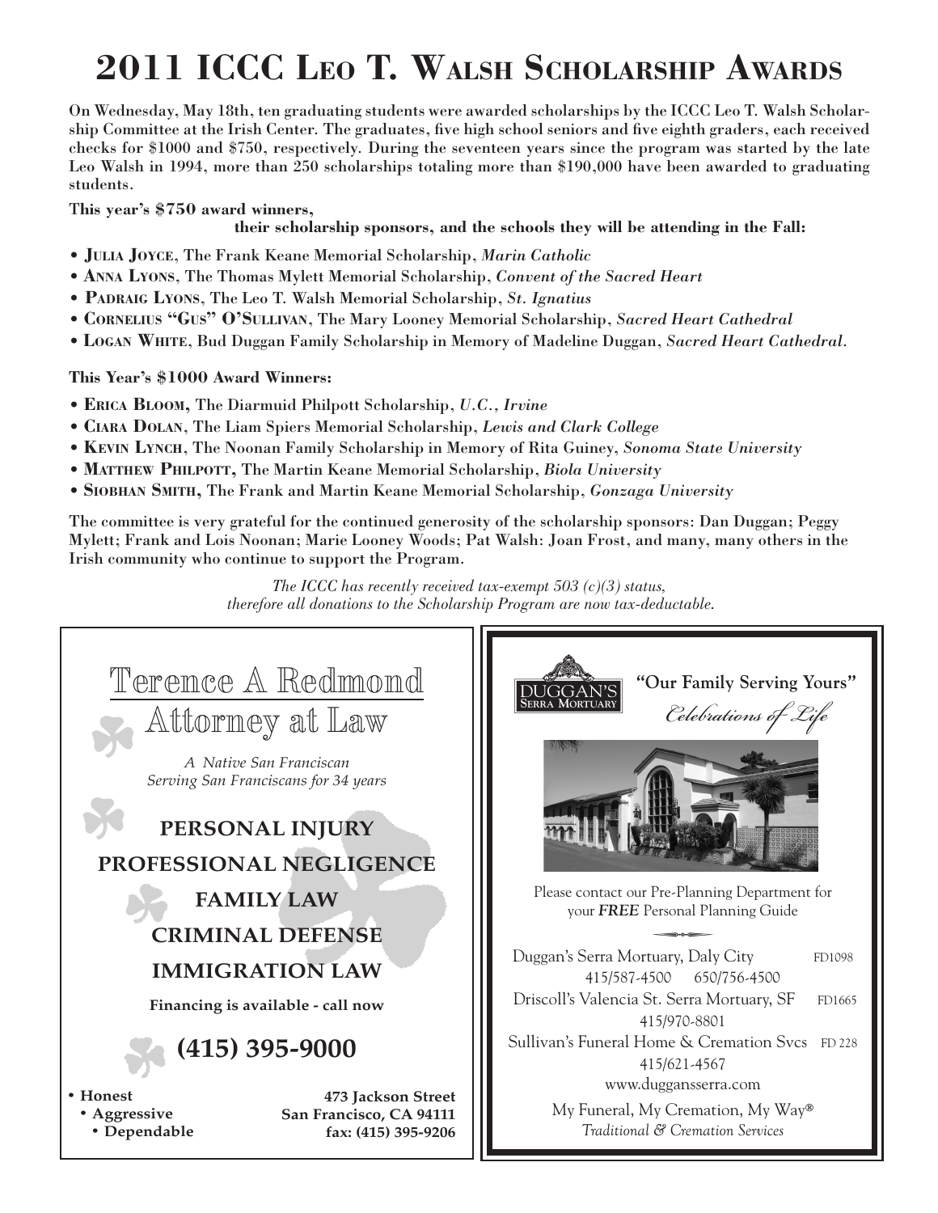# 2011 ICCC Leo T. Walsh Scholarship Awards

**On Wednesday, May 18th, ten graduating students were awarded scholarships by the ICCC Leo T. Walsh Scholarship Committee at the Irish Center. The graduates, five high school seniors and five eighth graders, each received checks for $1000 and $750, respectively. During the seventeen years since the program was started by the late Leo Walsh in 1994, more than 250 scholarships totaling more than $190,000 have been awarded to graduating students.**

**This year's $750 award winners, their scholarship sponsors, and the schools they will be attending in the Fall:**

- **Julia Joyce**, The Frank Keane Memorial Scholarship, *Marin Catholic*
- **Anna Lyons**, The Thomas Mylett Memorial Scholarship, *Convent of the Sacred Heart*
- **Padraig Lyons**, The Leo T. Walsh Memorial Scholarship, *St. Ignatius*
- **Cornelius "Gus" O'Sullivan**, The Mary Looney Memorial Scholarship, *Sacred Heart Cathedral*
- **Logan White**, Bud Duggan Family Scholarship in Memory of Madeline Duggan, *Sacred Heart Cathedral*.

**This Year's $1000 Award Winners:**

- **Erica Bloom,** The Diarmuid Philpott Scholarship, *U.C., Irvine*
- **Ciara Dolan**, The Liam Spiers Memorial Scholarship, *Lewis and Clark College*
- **Kevin Lynch**, The Noonan Family Scholarship in Memory of Rita Guiney, *Sonoma State University*
- **Matthew Philpott,** The Martin Keane Memorial Scholarship, *Biola University*
- **Siobhan Smith,** The Frank and Martin Keane Memorial Scholarship, *Gonzaga University*

**The committee is very grateful for the continued generosity of the scholarship sponsors: Dan Duggan; Peggy Mylett; Frank and Lois Noonan; Marie Looney Woods; Pat Walsh: Joan Frost, and many, many others in the Irish community who continue to support the Program.**

*The ICCC has recently received tax-exempt 503 (c)(3) status, therefore all donations to the Scholarship Program are now tax-deductable.*

---

## Terence A Redmond
## Attorney at Law

*A Native San Franciscan*
*Serving San Franciscans for 34 years*

**PERSONAL INJURY**

**PROFESSIONAL NEGLIGENCE**

**FAMILY LAW**

**CRIMINAL DEFENSE**

**IMMIGRATION LAW**

**Financing is available - call now**

## (415) 395-9000

- **Honest**
- **Aggressive**
- **Dependable**

**473 Jackson Street**
**San Francisco, CA 94111**
**fax: (415) 395-9206**

---

DUGGAN'S SERRA MORTUARY

**"Our Family Serving Yours"**

*Celebrations of Life*

Please contact our Pre-Planning Department for your ***FREE*** Personal Planning Guide

Duggan's Serra Mortuary, Daly City FD1098
415/587-4500 650/756-4500

Driscoll's Valencia St. Serra Mortuary, SF FD1665
415/970-8801

Sullivan's Funeral Home & Cremation Svcs FD 228
415/621-4567

www.dugganserra.com

My Funeral, My Cremation, My Way®
*Traditional & Cremation Services*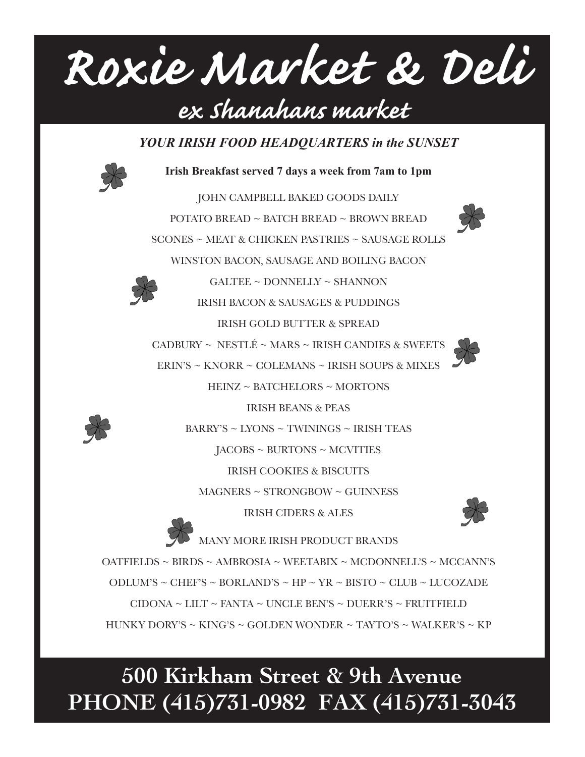# Roxie Market & Deli

## ex Shanahans market

***YOUR IRISH FOOD HEADQUARTERS in the SUNSET***

**Irish Breakfast served 7 days a week from 7am to 1pm**

JOHN CAMPBELL BAKED GOODS DAILY

POTATO BREAD ~ BATCH BREAD ~ BROWN BREAD

SCONES ~ MEAT & CHICKEN PASTRIES ~ SAUSAGE ROLLS

WINSTON BACON, SAUSAGE AND BOILING BACON

GALTEE ~ DONNELLY ~ SHANNON

IRISH BACON & SAUSAGES & PUDDINGS

IRISH GOLD BUTTER & SPREAD

CADBURY ~ NESTLÉ ~ MARS ~ IRISH CANDIES & SWEETS

ERIN'S ~ KNORR ~ COLEMANS ~ IRISH SOUPS & MIXES

HEINZ ~ BATCHELORS ~ MORTONS

IRISH BEANS & PEAS

BARRY'S ~ LYONS ~ TWININGS ~ IRISH TEAS

JACOBS ~ BURTONS ~ MCVITIES

IRISH COOKIES & BISCUITS

MAGNERS ~ STRONGBOW ~ GUINNESS

IRISH CIDERS & ALES

MANY MORE IRISH PRODUCT BRANDS

OATFIELDS ~ BIRDS ~ AMBROSIA ~ WEETABIX ~ MCDONNELL'S ~ MCCANN'S

ODLUM'S ~ CHEF'S ~ BORLAND'S ~ HP ~ YR ~ BISTO ~ CLUB ~ LUCOZADE

CIDONA ~ LILT ~ FANTA ~ UNCLE BEN'S ~ DUERR'S ~ FRUITFIELD

HUNKY DORY'S ~ KING'S ~ GOLDEN WONDER ~ TAYTO'S ~ WALKER'S ~ KP

**500 Kirkham Street & 9th Avenue**

**PHONE (415)731-0982 FAX (415)731-3043**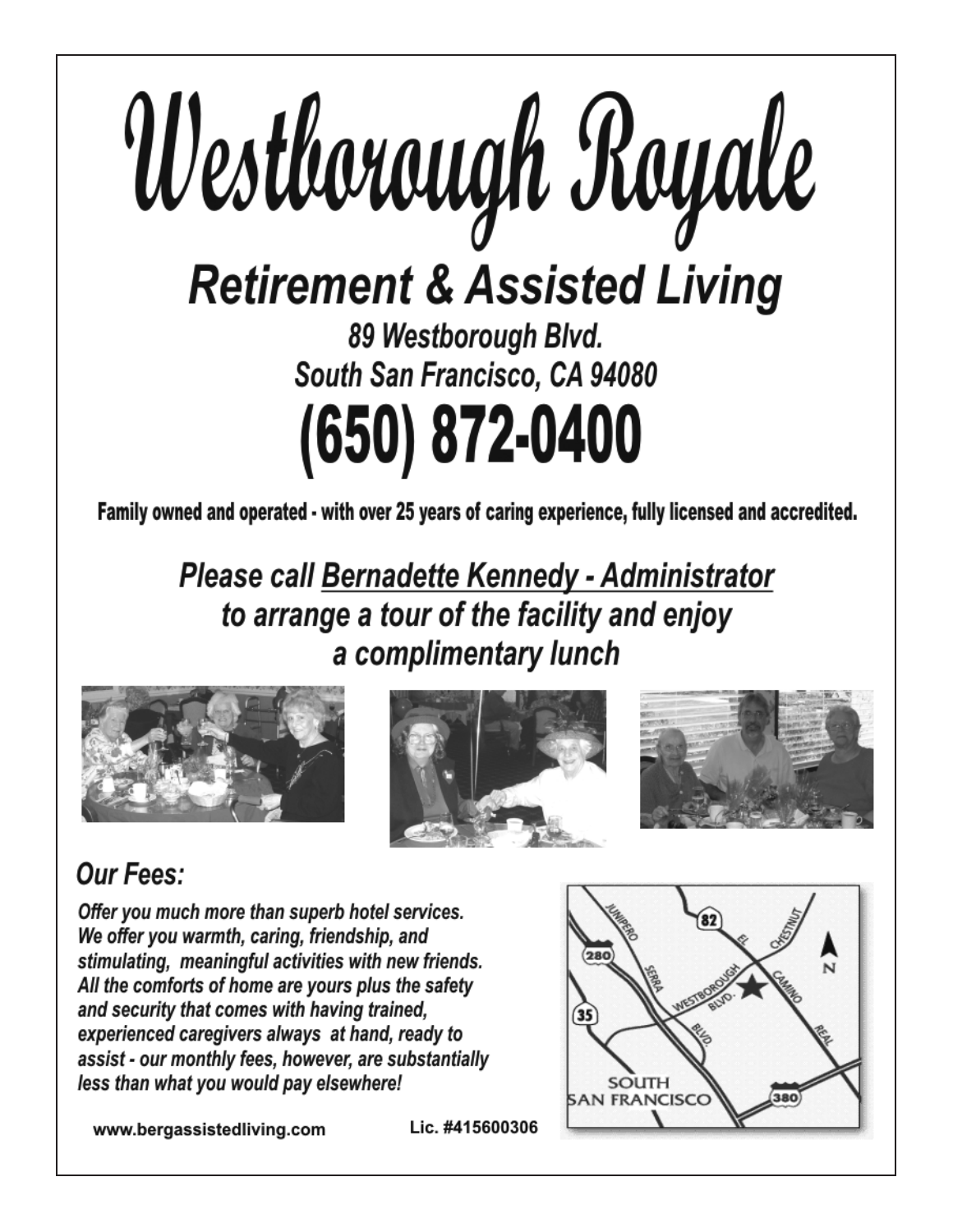# Westborough Royale

## Retirement & Assisted Living

**89 Westborough Blvd.**
**South San Francisco, CA 94080**

# (650) 872-0400

**Family owned and operated - with over 25 years of caring experience, fully licensed and accredited.**

***Please call Bernadette Kennedy - Administrator to arrange a tour of the facility and enjoy a complimentary lunch***

### Our Fees:

***Offer you much more than superb hotel services. We offer you warmth, caring, friendship, and stimulating, meaningful activities with new friends. All the comforts of home are yours plus the safety and security that comes with having trained, experienced caregivers always at hand, ready to assist - our monthly fees, however, are substantially less than what you would pay elsewhere!***

**www.bergassistedliving.com** **Lic. #415600306**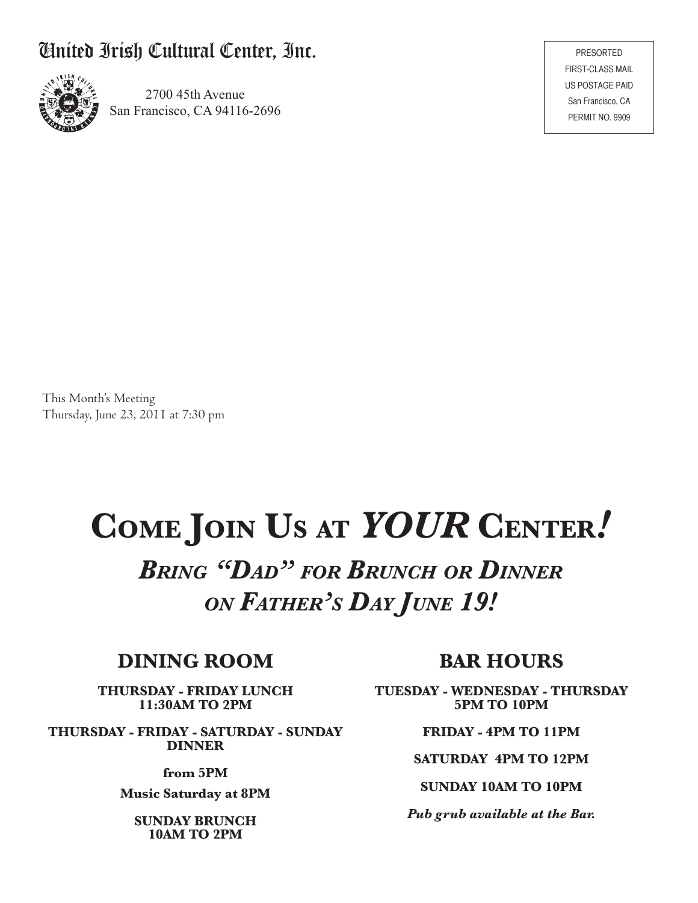United Irish Cultural Center, Inc.

2700 45th Avenue
San Francisco, CA 94116-2696

PRESORTED
FIRST-CLASS MAIL
US POSTAGE PAID
San Francisco, CA
PERMIT NO. 9909

This Month's Meeting
Thursday, June 23, 2011 at 7:30 pm

# Come Join Us at *YOUR* Center!

## *Bring "Dad" for Brunch or Dinner on Father's Day June 19!*

### DINING ROOM

**THURSDAY - FRIDAY LUNCH**
**11:30AM TO 2PM**

**THURSDAY - FRIDAY - SATURDAY - SUNDAY**
**DINNER**

**from 5PM**

**Music Saturday at 8PM**

**SUNDAY BRUNCH**
**10AM TO 2PM**

### BAR HOURS

**TUESDAY - WEDNESDAY - THURSDAY**
**5PM TO 10PM**

**FRIDAY - 4PM TO 11PM**

**SATURDAY 4PM TO 12PM**

**SUNDAY 10AM TO 10PM**

***Pub grub available at the Bar.***